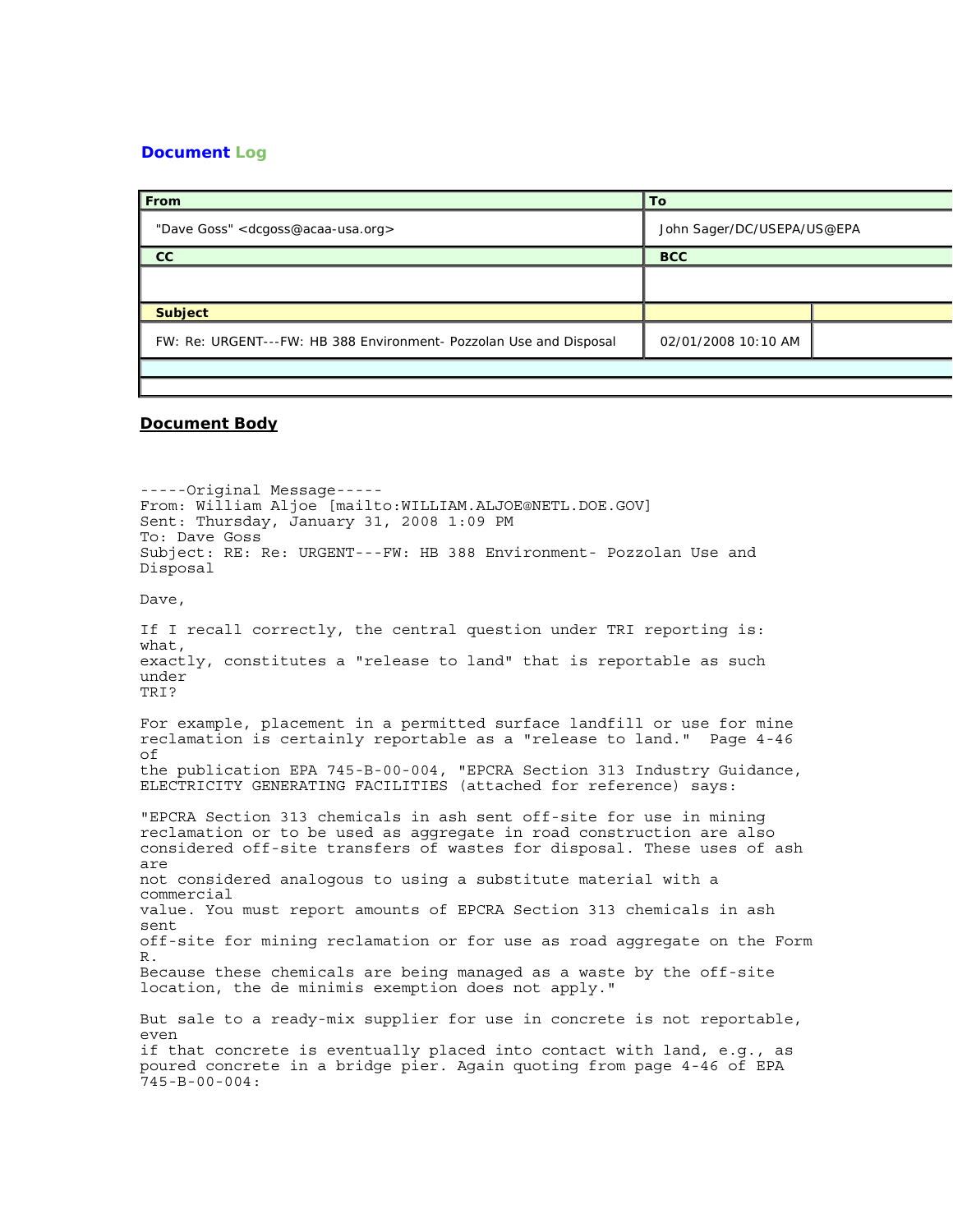## Document Log

| From | To |
|---|---|
| "Dave Goss" <dcgoss@acaa-usa.org> | John Sager/DC/USEPA/US@EPA |
| **CC** | **BCC** |
| | |
| **Subject** | |
| FW: Re: URGENT---FW: HB 388 Environment- Pozzolan Use and Disposal | 02/01/2008 10:10 AM |

## Document Body

-----Original Message-----
From: William Aljoe [mailto:WILLIAM.ALJOE@NETL.DOE.GOV]
Sent: Thursday, January 31, 2008 1:09 PM
To: Dave Goss
Subject: RE: Re: URGENT---FW: HB 388 Environment- Pozzolan Use and Disposal

Dave,

If I recall correctly, the central question under TRI reporting is: what, exactly, constitutes a "release to land" that is reportable as such under TRI?

For example, placement in a permitted surface landfill or use for mine reclamation is certainly reportable as a "release to land." Page 4-46 of the publication EPA 745-B-00-004, "EPCRA Section 313 Industry Guidance, ELECTRICITY GENERATING FACILITIES (attached for reference) says:

"EPCRA Section 313 chemicals in ash sent off-site for use in mining reclamation or to be used as aggregate in road construction are also considered off-site transfers of wastes for disposal. These uses of ash are not considered analogous to using a substitute material with a commercial value. You must report amounts of EPCRA Section 313 chemicals in ash sent off-site for mining reclamation or for use as road aggregate on the Form R. Because these chemicals are being managed as a waste by the off-site location, the de minimis exemption does not apply."

But sale to a ready-mix supplier for use in concrete is not reportable, even if that concrete is eventually placed into contact with land, e.g., as poured concrete in a bridge pier. Again quoting from page 4-46 of EPA 745-B-00-004: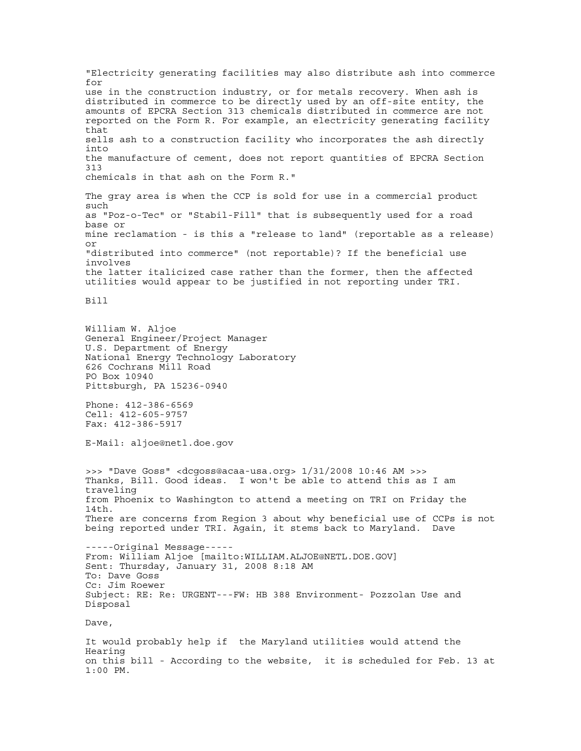"Electricity generating facilities may also distribute ash into commerce for use in the construction industry, or for metals recovery. When ash is distributed in commerce to be directly used by an off-site entity, the amounts of EPCRA Section 313 chemicals distributed in commerce are not reported on the Form R. For example, an electricity generating facility that sells ash to a construction facility who incorporates the ash directly into the manufacture of cement, does not report quantities of EPCRA Section 313 chemicals in that ash on the Form R."

The gray area is when the CCP is sold for use in a commercial product such as "Poz-o-Tec" or "Stabil-Fill" that is subsequently used for a road base or mine reclamation - is this a "release to land" (reportable as a release) or "distributed into commerce" (not reportable)? If the beneficial use involves the latter italicized case rather than the former, then the affected utilities would appear to be justified in not reporting under TRI.

Bill

William W. Aljoe
General Engineer/Project Manager
U.S. Department of Energy
National Energy Technology Laboratory
626 Cochrans Mill Road
PO Box 10940
Pittsburgh, PA 15236-0940

Phone: 412-386-6569
Cell: 412-605-9757
Fax: 412-386-5917

E-Mail: aljoe@netl.doe.gov

>>> "Dave Goss" <dcgoss@acaa-usa.org> 1/31/2008 10:46 AM >>>
Thanks, Bill. Good ideas. I won't be able to attend this as I am traveling from Phoenix to Washington to attend a meeting on TRI on Friday the 14th.
There are concerns from Region 3 about why beneficial use of CCPs is not being reported under TRI. Again, it stems back to Maryland. Dave

-----Original Message-----
From: William Aljoe [mailto:WILLIAM.ALJOE@NETL.DOE.GOV]
Sent: Thursday, January 31, 2008 8:18 AM
To: Dave Goss
Cc: Jim Roewer
Subject: RE: Re: URGENT---FW: HB 388 Environment- Pozzolan Use and Disposal

Dave,

It would probably help if the Maryland utilities would attend the Hearing on this bill - According to the website, it is scheduled for Feb. 13 at 1:00 PM.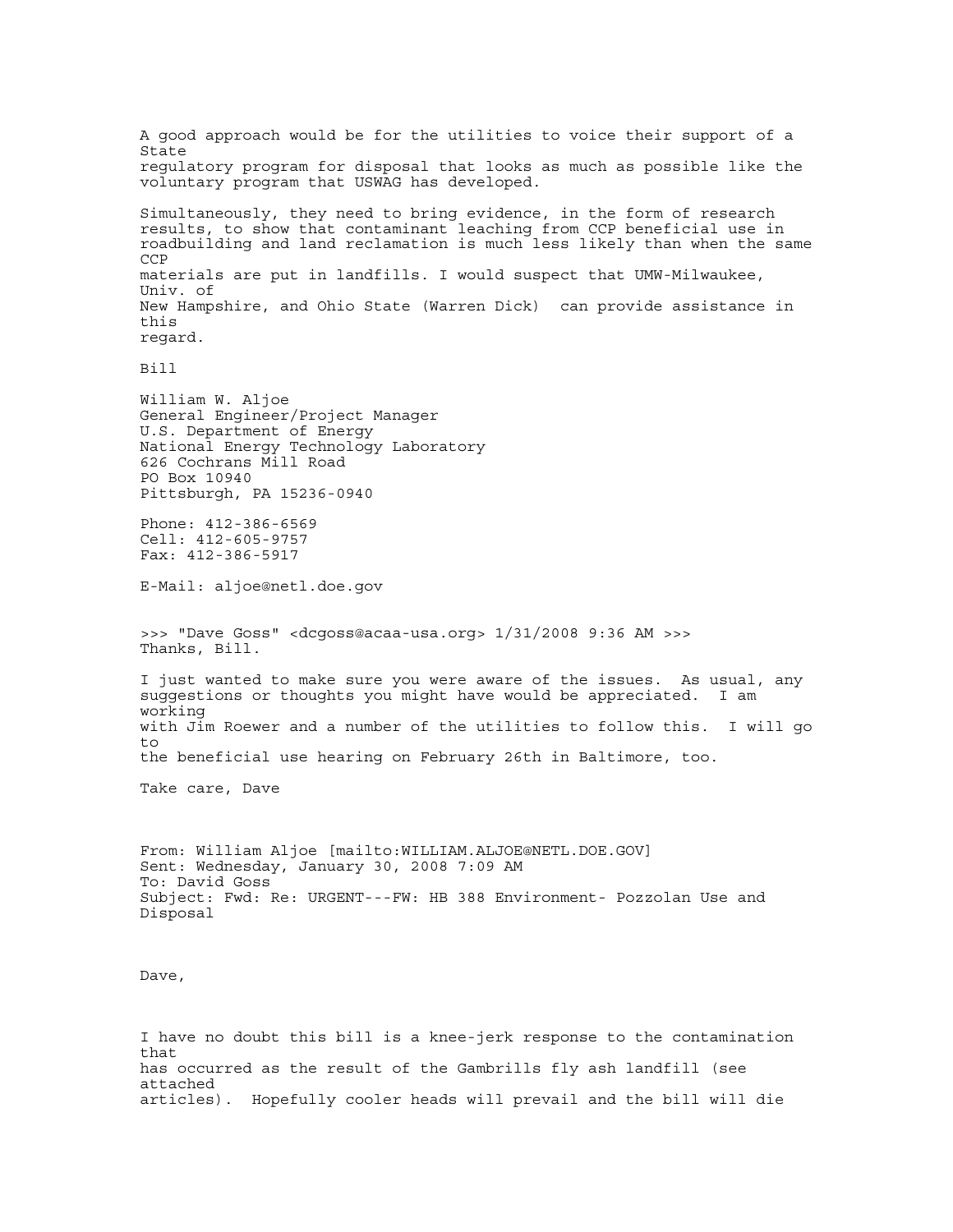A good approach would be for the utilities to voice their support of a State regulatory program for disposal that looks as much as possible like the voluntary program that USWAG has developed.

Simultaneously, they need to bring evidence, in the form of research results, to show that contaminant leaching from CCP beneficial use in roadbuilding and land reclamation is much less likely than when the same CCP materials are put in landfills. I would suspect that UMW-Milwaukee, Univ. of New Hampshire, and Ohio State (Warren Dick) can provide assistance in this regard.

Bill

William W. Aljoe
General Engineer/Project Manager
U.S. Department of Energy
National Energy Technology Laboratory
626 Cochrans Mill Road
PO Box 10940
Pittsburgh, PA 15236-0940

Phone: 412-386-6569
Cell: 412-605-9757
Fax: 412-386-5917

E-Mail: aljoe@netl.doe.gov

>>> "Dave Goss" <dcgoss@acaa-usa.org> 1/31/2008 9:36 AM >>>
Thanks, Bill.

I just wanted to make sure you were aware of the issues. As usual, any suggestions or thoughts you might have would be appreciated. I am working with Jim Roewer and a number of the utilities to follow this. I will go to the beneficial use hearing on February 26th in Baltimore, too.

Take care, Dave

From: William Aljoe [mailto:WILLIAM.ALJOE@NETL.DOE.GOV]
Sent: Wednesday, January 30, 2008 7:09 AM
To: David Goss
Subject: Fwd: Re: URGENT---FW: HB 388 Environment- Pozzolan Use and Disposal

Dave,

I have no doubt this bill is a knee-jerk response to the contamination that has occurred as the result of the Gambrills fly ash landfill (see attached articles). Hopefully cooler heads will prevail and the bill will die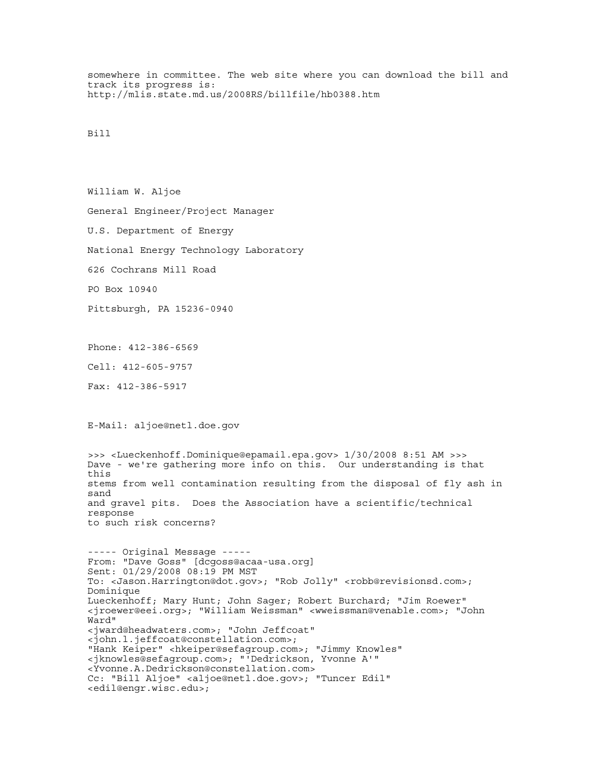somewhere in committee. The web site where you can download the bill and track its progress is:
http://mlis.state.md.us/2008RS/billfile/hb0388.htm

Bill

William W. Aljoe

General Engineer/Project Manager

U.S. Department of Energy

National Energy Technology Laboratory

626 Cochrans Mill Road

PO Box 10940

Pittsburgh, PA 15236-0940

Phone: 412-386-6569

Cell: 412-605-9757

Fax: 412-386-5917

E-Mail: aljoe@netl.doe.gov

>>> <Lueckenhoff.Dominique@epamail.epa.gov> 1/30/2008 8:51 AM >>>
Dave - we're gathering more info on this. Our understanding is that this
stems from well contamination resulting from the disposal of fly ash in sand
and gravel pits. Does the Association have a scientific/technical response
to such risk concerns?

----- Original Message -----
From: "Dave Goss" [dcgoss@acaa-usa.org]
Sent: 01/29/2008 08:19 PM MST
To: <Jason.Harrington@dot.gov>; "Rob Jolly" <robb@revisionsd.com>; Dominique
Lueckenhoff; Mary Hunt; John Sager; Robert Burchard; "Jim Roewer" <jroewer@eei.org>; "William Weissman" <wweissman@venable.com>; "John Ward"
<jward@headwaters.com>; "John Jeffcoat" <john.l.jeffcoat@constellation.com>;
"Hank Keiper" <hkeiper@sefagroup.com>; "Jimmy Knowles" <jknowles@sefagroup.com>; "'Dedrickson, Yvonne A'" <Yvonne.A.Dedrickson@constellation.com>
Cc: "Bill Aljoe" <aljoe@netl.doe.gov>; "Tuncer Edil" <edil@engr.wisc.edu>;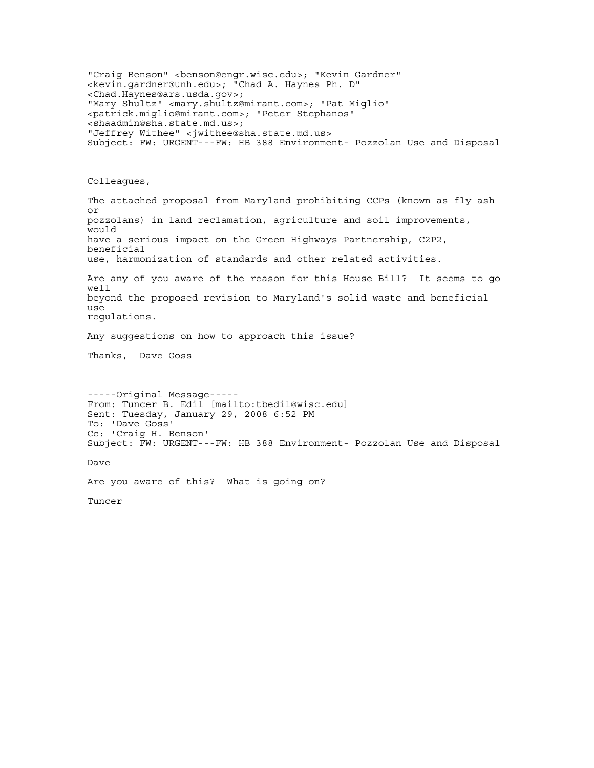"Craig Benson" <benson@engr.wisc.edu>; "Kevin Gardner" <kevin.gardner@unh.edu>; "Chad A. Haynes Ph. D" <Chad.Haynes@ars.usda.gov>;
"Mary Shultz" <mary.shultz@mirant.com>; "Pat Miglio" <patrick.miglio@mirant.com>; "Peter Stephanos" <shaadmin@sha.state.md.us>;
"Jeffrey Withee" <jwithee@sha.state.md.us>
Subject: FW: URGENT---FW: HB 388 Environment- Pozzolan Use and Disposal

Colleagues,

The attached proposal from Maryland prohibiting CCPs (known as fly ash or pozzolans) in land reclamation, agriculture and soil improvements, would have a serious impact on the Green Highways Partnership, C2P2, beneficial use, harmonization of standards and other related activities.

Are any of you aware of the reason for this House Bill? It seems to go well beyond the proposed revision to Maryland's solid waste and beneficial use regulations.

Any suggestions on how to approach this issue?

Thanks, Dave Goss

-----Original Message-----
From: Tuncer B. Edil [mailto:tbedil@wisc.edu]
Sent: Tuesday, January 29, 2008 6:52 PM
To: 'Dave Goss'
Cc: 'Craig H. Benson'
Subject: FW: URGENT---FW: HB 388 Environment- Pozzolan Use and Disposal

Dave

Are you aware of this? What is going on?

Tuncer